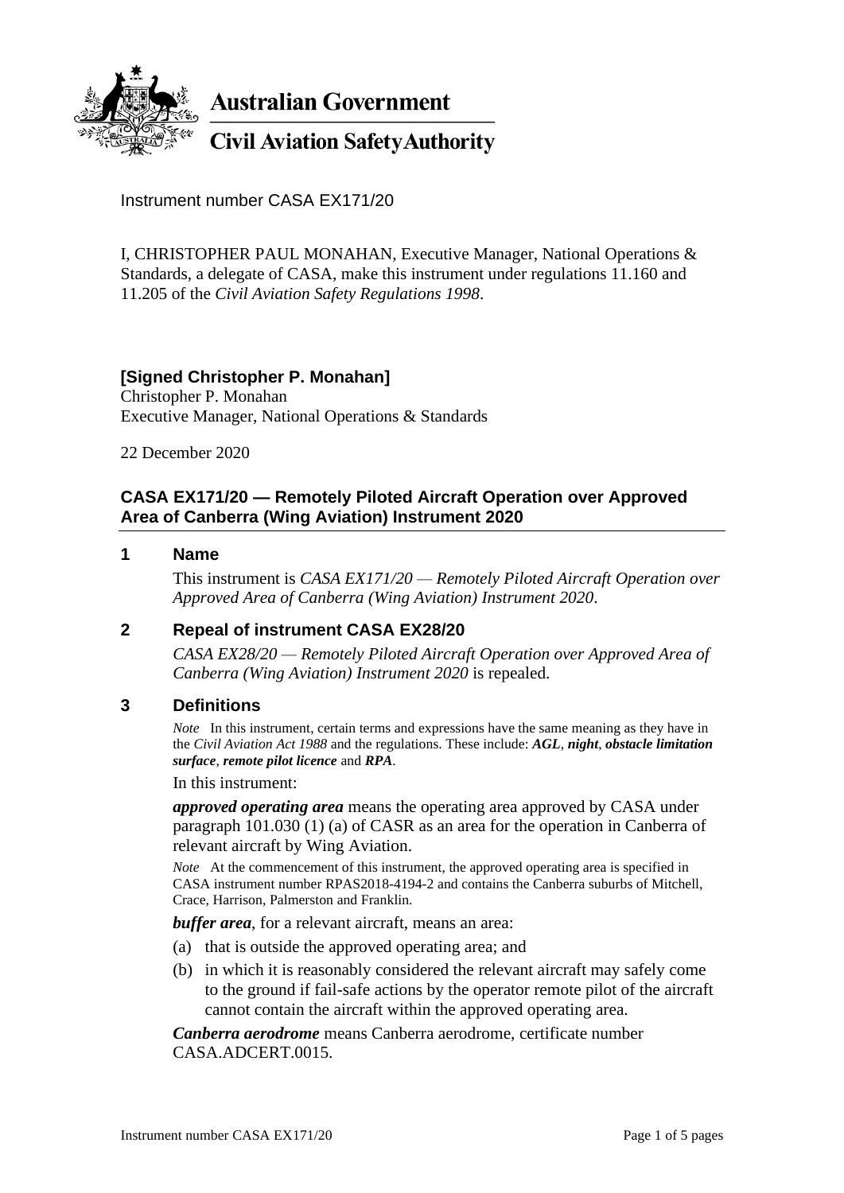**Australian Government**

**Civil Aviation Safety Authority**

Instrument number CASA EX171/20

I, CHRISTOPHER PAUL MONAHAN, Executive Manager, National Operations & Standards, a delegate of CASA, make this instrument under regulations 11.160 and 11.205 of the *Civil Aviation Safety Regulations 1998*.

**[Signed Christopher P. Monahan]**
Christopher P. Monahan
Executive Manager, National Operations & Standards

22 December 2020

## CASA EX171/20 — Remotely Piloted Aircraft Operation over Approved Area of Canberra (Wing Aviation) Instrument 2020

### 1 Name

This instrument is *CASA EX171/20 — Remotely Piloted Aircraft Operation over Approved Area of Canberra (Wing Aviation) Instrument 2020*.

### 2 Repeal of instrument CASA EX28/20

*CASA EX28/20 — Remotely Piloted Aircraft Operation over Approved Area of Canberra (Wing Aviation) Instrument 2020* is repealed.

### 3 Definitions

*Note* In this instrument, certain terms and expressions have the same meaning as they have in the *Civil Aviation Act 1988* and the regulations. These include: ***AGL***, ***night***, ***obstacle limitation surface***, ***remote pilot licence*** and ***RPA***.

In this instrument:

***approved operating area*** means the operating area approved by CASA under paragraph 101.030 (1) (a) of CASR as an area for the operation in Canberra of relevant aircraft by Wing Aviation.

*Note* At the commencement of this instrument, the approved operating area is specified in CASA instrument number RPAS2018-4194-2 and contains the Canberra suburbs of Mitchell, Crace, Harrison, Palmerston and Franklin.

***buffer area***, for a relevant aircraft, means an area:

(a) that is outside the approved operating area; and

(b) in which it is reasonably considered the relevant aircraft may safely come to the ground if fail-safe actions by the operator remote pilot of the aircraft cannot contain the aircraft within the approved operating area.

***Canberra aerodrome*** means Canberra aerodrome, certificate number CASA.ADCERT.0015.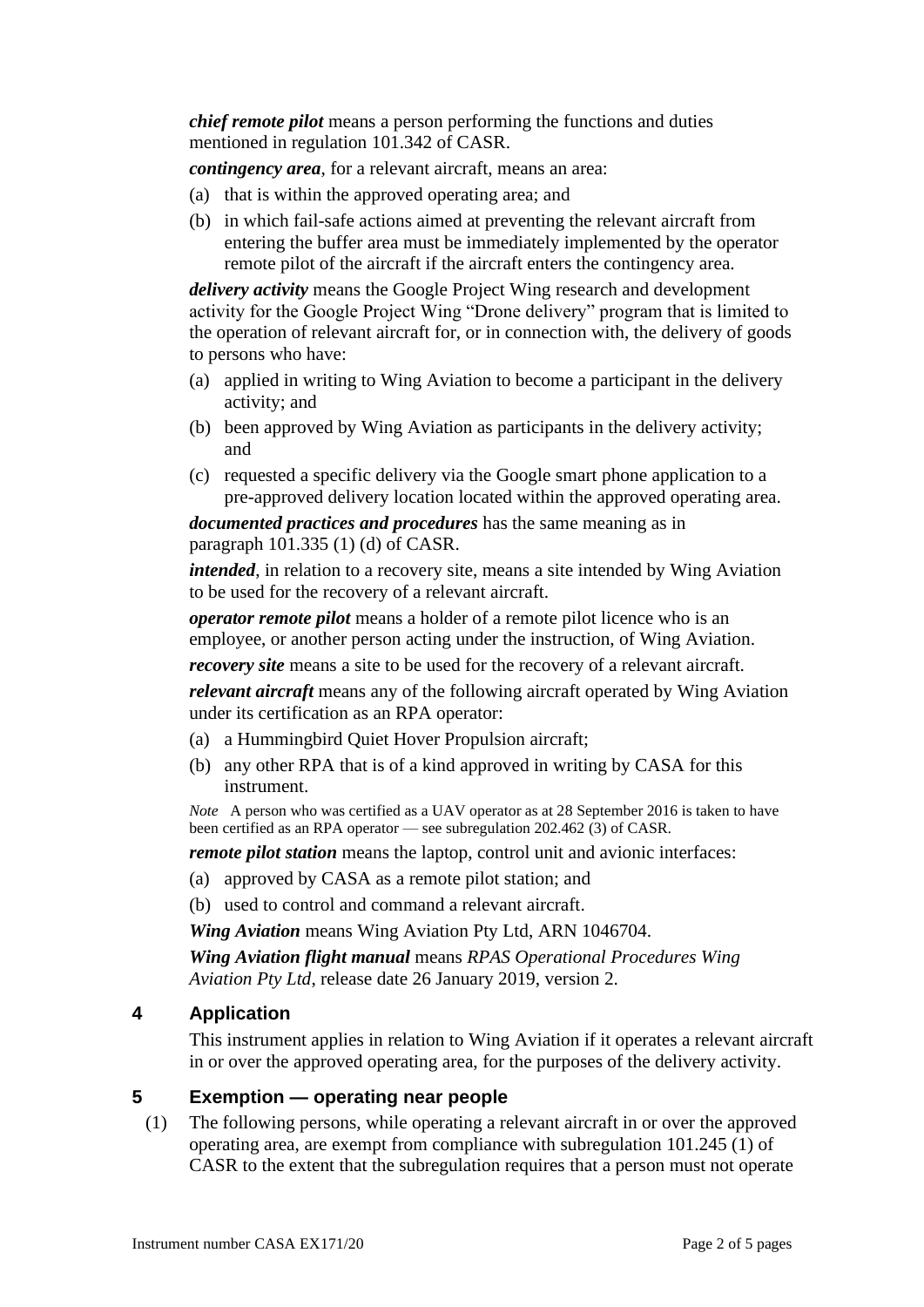***chief remote pilot*** means a person performing the functions and duties mentioned in regulation 101.342 of CASR.

***contingency area***, for a relevant aircraft, means an area:

(a) that is within the approved operating area; and

(b) in which fail-safe actions aimed at preventing the relevant aircraft from entering the buffer area must be immediately implemented by the operator remote pilot of the aircraft if the aircraft enters the contingency area.

***delivery activity*** means the Google Project Wing research and development activity for the Google Project Wing "Drone delivery" program that is limited to the operation of relevant aircraft for, or in connection with, the delivery of goods to persons who have:

(a) applied in writing to Wing Aviation to become a participant in the delivery activity; and

(b) been approved by Wing Aviation as participants in the delivery activity; and

(c) requested a specific delivery via the Google smart phone application to a pre-approved delivery location located within the approved operating area.

***documented practices and procedures*** has the same meaning as in paragraph 101.335 (1) (d) of CASR.

***intended***, in relation to a recovery site, means a site intended by Wing Aviation to be used for the recovery of a relevant aircraft.

***operator remote pilot*** means a holder of a remote pilot licence who is an employee, or another person acting under the instruction, of Wing Aviation.

***recovery site*** means a site to be used for the recovery of a relevant aircraft.

***relevant aircraft*** means any of the following aircraft operated by Wing Aviation under its certification as an RPA operator:

(a) a Hummingbird Quiet Hover Propulsion aircraft;

(b) any other RPA that is of a kind approved in writing by CASA for this instrument.

*Note* A person who was certified as a UAV operator as at 28 September 2016 is taken to have been certified as an RPA operator — see subregulation 202.462 (3) of CASR.

***remote pilot station*** means the laptop, control unit and avionic interfaces:

(a) approved by CASA as a remote pilot station; and

(b) used to control and command a relevant aircraft.

***Wing Aviation*** means Wing Aviation Pty Ltd, ARN 1046704.

***Wing Aviation flight manual*** means *RPAS Operational Procedures Wing Aviation Pty Ltd*, release date 26 January 2019, version 2.

## 4 Application

This instrument applies in relation to Wing Aviation if it operates a relevant aircraft in or over the approved operating area, for the purposes of the delivery activity.

## 5 Exemption — operating near people

(1) The following persons, while operating a relevant aircraft in or over the approved operating area, are exempt from compliance with subregulation 101.245 (1) of CASR to the extent that the subregulation requires that a person must not operate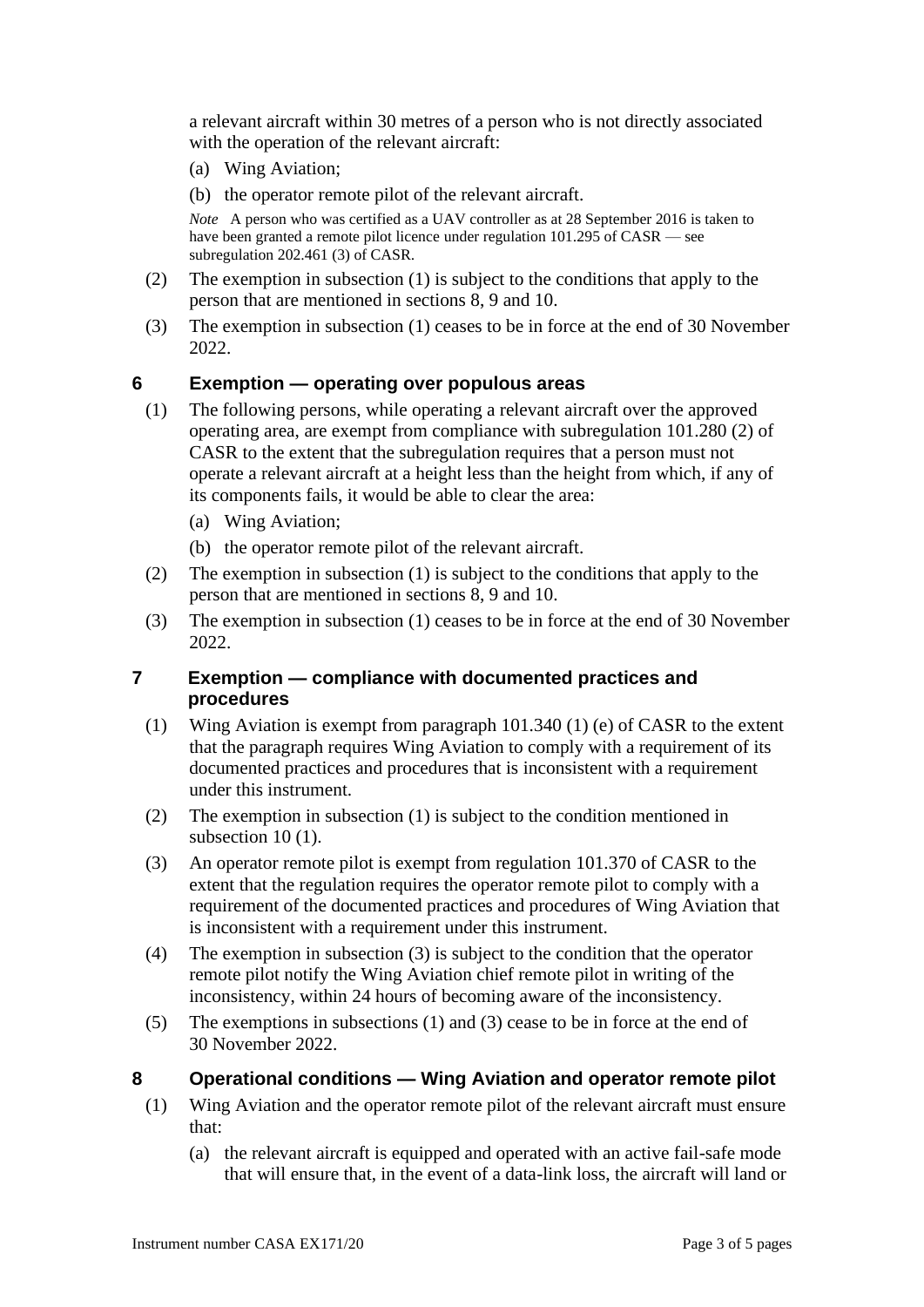a relevant aircraft within 30 metres of a person who is not directly associated with the operation of the relevant aircraft:

(a) Wing Aviation;

(b) the operator remote pilot of the relevant aircraft.

*Note* A person who was certified as a UAV controller as at 28 September 2016 is taken to have been granted a remote pilot licence under regulation 101.295 of CASR — see subregulation 202.461 (3) of CASR.

(2) The exemption in subsection (1) is subject to the conditions that apply to the person that are mentioned in sections 8, 9 and 10.

(3) The exemption in subsection (1) ceases to be in force at the end of 30 November 2022.

## 6 Exemption — operating over populous areas

(1) The following persons, while operating a relevant aircraft over the approved operating area, are exempt from compliance with subregulation 101.280 (2) of CASR to the extent that the subregulation requires that a person must not operate a relevant aircraft at a height less than the height from which, if any of its components fails, it would be able to clear the area:

(a) Wing Aviation;

(b) the operator remote pilot of the relevant aircraft.

(2) The exemption in subsection (1) is subject to the conditions that apply to the person that are mentioned in sections 8, 9 and 10.

(3) The exemption in subsection (1) ceases to be in force at the end of 30 November 2022.

## 7 Exemption — compliance with documented practices and procedures

(1) Wing Aviation is exempt from paragraph 101.340 (1) (e) of CASR to the extent that the paragraph requires Wing Aviation to comply with a requirement of its documented practices and procedures that is inconsistent with a requirement under this instrument.

(2) The exemption in subsection (1) is subject to the condition mentioned in subsection 10 (1).

(3) An operator remote pilot is exempt from regulation 101.370 of CASR to the extent that the regulation requires the operator remote pilot to comply with a requirement of the documented practices and procedures of Wing Aviation that is inconsistent with a requirement under this instrument.

(4) The exemption in subsection (3) is subject to the condition that the operator remote pilot notify the Wing Aviation chief remote pilot in writing of the inconsistency, within 24 hours of becoming aware of the inconsistency.

(5) The exemptions in subsections (1) and (3) cease to be in force at the end of 30 November 2022.

## 8 Operational conditions — Wing Aviation and operator remote pilot

(1) Wing Aviation and the operator remote pilot of the relevant aircraft must ensure that:

(a) the relevant aircraft is equipped and operated with an active fail-safe mode that will ensure that, in the event of a data-link loss, the aircraft will land or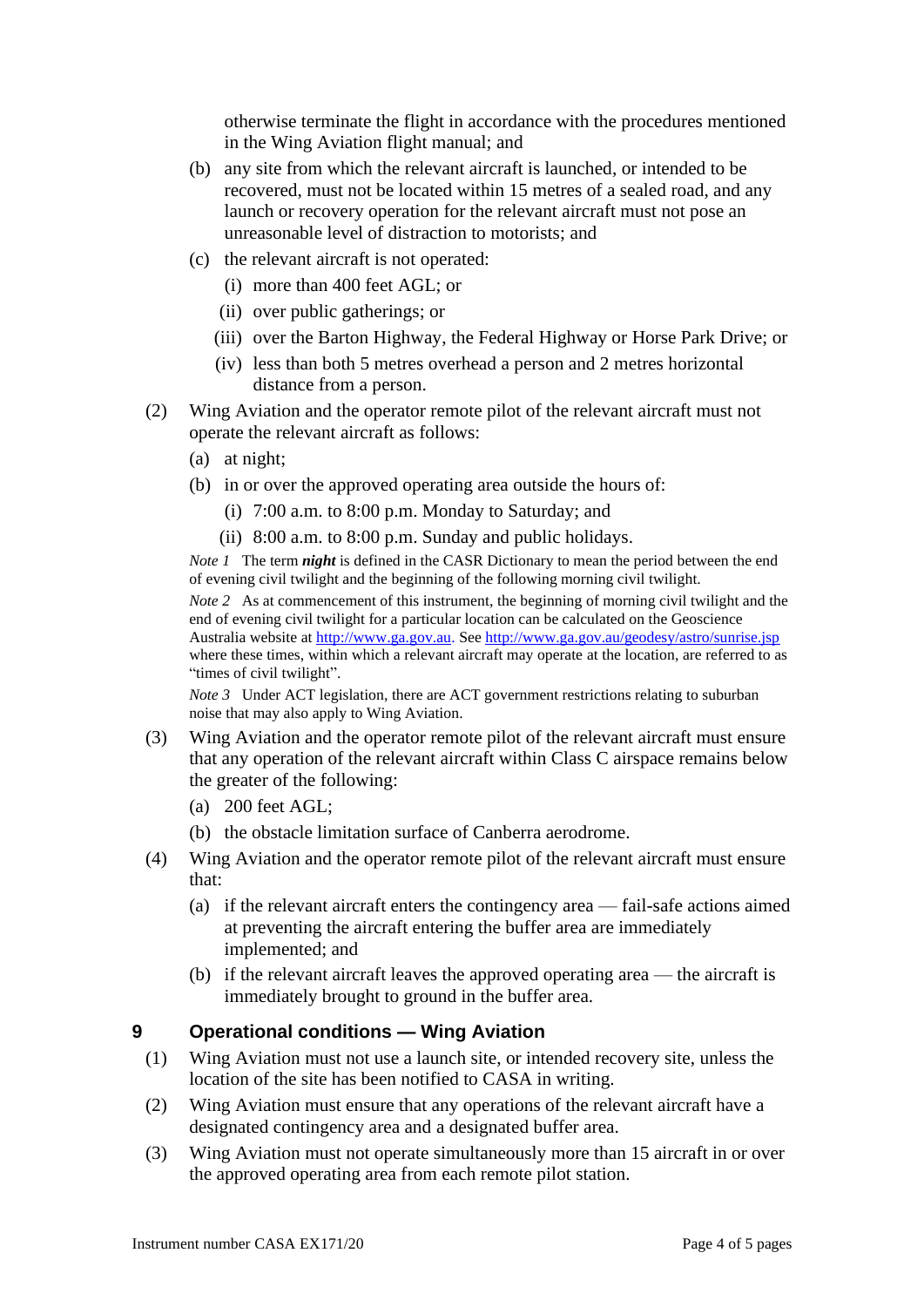otherwise terminate the flight in accordance with the procedures mentioned in the Wing Aviation flight manual; and

(b) any site from which the relevant aircraft is launched, or intended to be recovered, must not be located within 15 metres of a sealed road, and any launch or recovery operation for the relevant aircraft must not pose an unreasonable level of distraction to motorists; and

(c) the relevant aircraft is not operated:

(i) more than 400 feet AGL; or

(ii) over public gatherings; or

(iii) over the Barton Highway, the Federal Highway or Horse Park Drive; or

(iv) less than both 5 metres overhead a person and 2 metres horizontal distance from a person.

(2) Wing Aviation and the operator remote pilot of the relevant aircraft must not operate the relevant aircraft as follows:

(a) at night;

(b) in or over the approved operating area outside the hours of:

(i) 7:00 a.m. to 8:00 p.m. Monday to Saturday; and

(ii) 8:00 a.m. to 8:00 p.m. Sunday and public holidays.

*Note 1* The term ***night*** is defined in the CASR Dictionary to mean the period between the end of evening civil twilight and the beginning of the following morning civil twilight.

*Note 2* As at commencement of this instrument, the beginning of morning civil twilight and the end of evening civil twilight for a particular location can be calculated on the Geoscience Australia website at http://www.ga.gov.au. See http://www.ga.gov.au/geodesy/astro/sunrise.jsp where these times, within which a relevant aircraft may operate at the location, are referred to as "times of civil twilight".

*Note 3* Under ACT legislation, there are ACT government restrictions relating to suburban noise that may also apply to Wing Aviation.

(3) Wing Aviation and the operator remote pilot of the relevant aircraft must ensure that any operation of the relevant aircraft within Class C airspace remains below the greater of the following:

(a) 200 feet AGL;

(b) the obstacle limitation surface of Canberra aerodrome.

(4) Wing Aviation and the operator remote pilot of the relevant aircraft must ensure that:

(a) if the relevant aircraft enters the contingency area — fail-safe actions aimed at preventing the aircraft entering the buffer area are immediately implemented; and

(b) if the relevant aircraft leaves the approved operating area — the aircraft is immediately brought to ground in the buffer area.

## 9 Operational conditions — Wing Aviation

(1) Wing Aviation must not use a launch site, or intended recovery site, unless the location of the site has been notified to CASA in writing.

(2) Wing Aviation must ensure that any operations of the relevant aircraft have a designated contingency area and a designated buffer area.

(3) Wing Aviation must not operate simultaneously more than 15 aircraft in or over the approved operating area from each remote pilot station.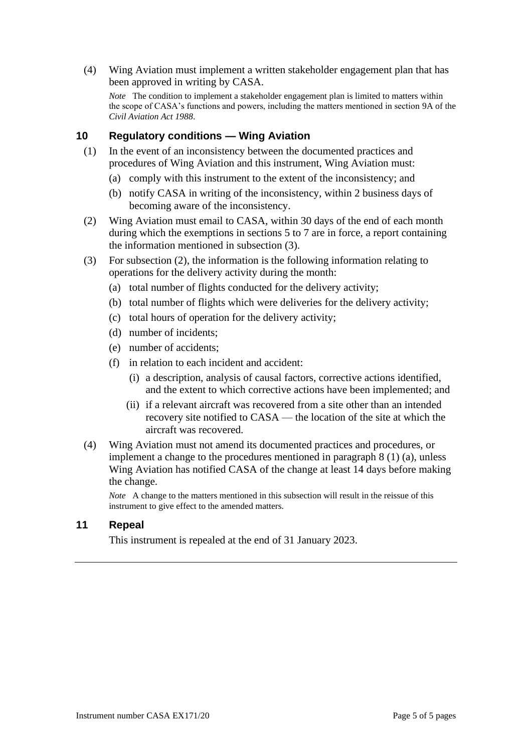(4) Wing Aviation must implement a written stakeholder engagement plan that has been approved in writing by CASA.

*Note* The condition to implement a stakeholder engagement plan is limited to matters within the scope of CASA's functions and powers, including the matters mentioned in section 9A of the *Civil Aviation Act 1988*.

## 10 Regulatory conditions — Wing Aviation

(1) In the event of an inconsistency between the documented practices and procedures of Wing Aviation and this instrument, Wing Aviation must:

(a) comply with this instrument to the extent of the inconsistency; and

(b) notify CASA in writing of the inconsistency, within 2 business days of becoming aware of the inconsistency.

(2) Wing Aviation must email to CASA, within 30 days of the end of each month during which the exemptions in sections 5 to 7 are in force, a report containing the information mentioned in subsection (3).

(3) For subsection (2), the information is the following information relating to operations for the delivery activity during the month:

(a) total number of flights conducted for the delivery activity;

(b) total number of flights which were deliveries for the delivery activity;

(c) total hours of operation for the delivery activity;

(d) number of incidents;

(e) number of accidents;

(f) in relation to each incident and accident:

(i) a description, analysis of causal factors, corrective actions identified, and the extent to which corrective actions have been implemented; and

(ii) if a relevant aircraft was recovered from a site other than an intended recovery site notified to CASA — the location of the site at which the aircraft was recovered.

(4) Wing Aviation must not amend its documented practices and procedures, or implement a change to the procedures mentioned in paragraph 8 (1) (a), unless Wing Aviation has notified CASA of the change at least 14 days before making the change.

*Note* A change to the matters mentioned in this subsection will result in the reissue of this instrument to give effect to the amended matters.

## 11 Repeal

This instrument is repealed at the end of 31 January 2023.